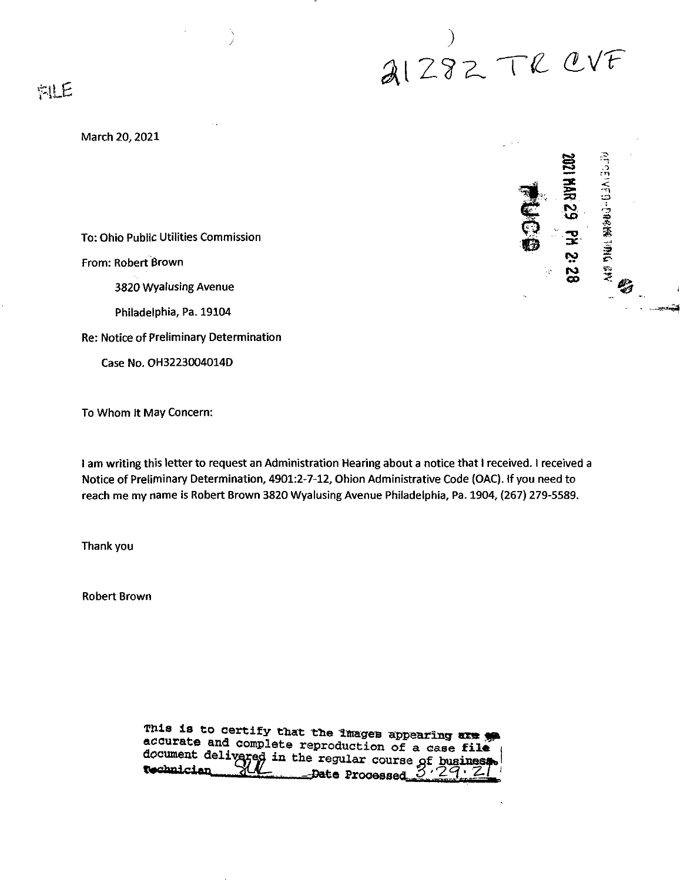21282 TR CVF

FILE

March 20, 2021

2021 MAR 29 PM 2:28

PUCO

RECEIVED-DOCKETING DIV

To: Ohio Public Utilities Commission

From: Robert Brown

3820 Wyalusing Avenue

Philadelphia, Pa. 19104

Re: Notice of Preliminary Determination

Case No. OH3223004014D

To Whom It May Concern:

I am writing this letter to request an Administration Hearing about a notice that I received. I received a Notice of Preliminary Determination, 4901:2-7-12, Ohion Administrative Code (OAC). If you need to reach me my name is Robert Brown 3820 Wyalusing Avenue Philadelphia, Pa. 1904, (267) 279-5589.

Thank you

Robert Brown

This is to certify that the images appearing are an accurate and complete reproduction of a case file document delivered in the regular course of business. Technician SUL Date Processed 3.29.21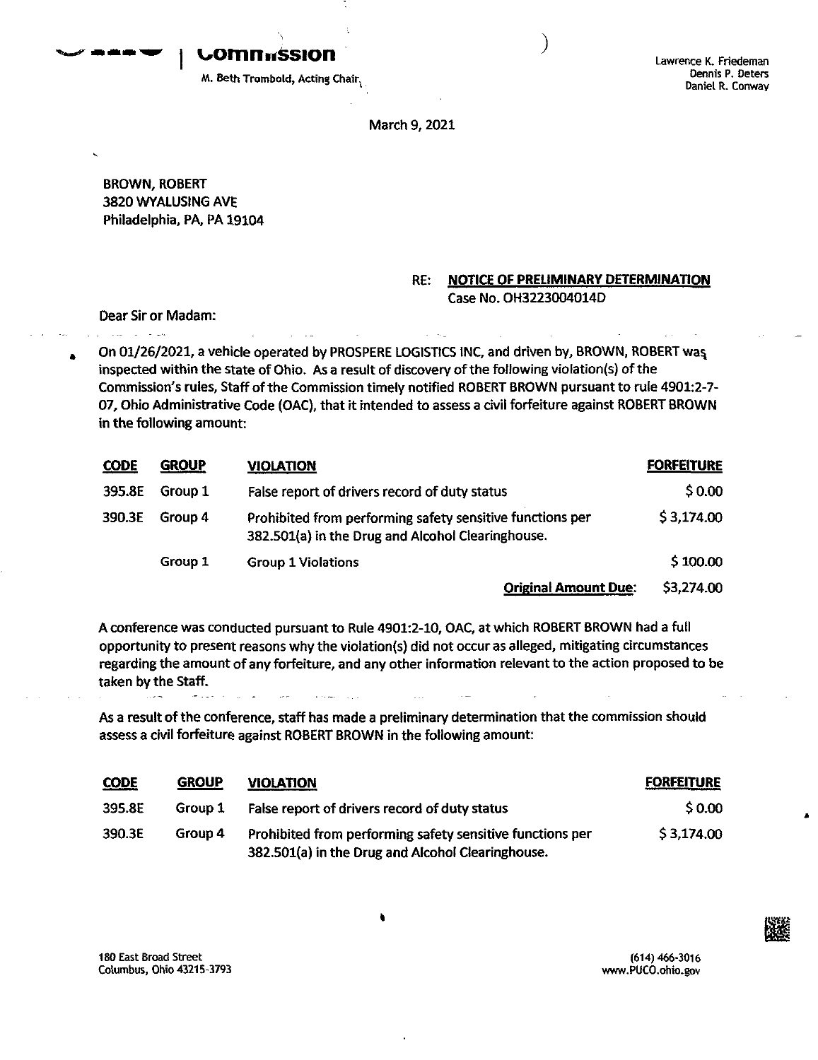Commission

M. Beth Trombold, Acting Chair

Lawrence K. Friedeman
Dennis P. Deters
Daniel R. Conway

March 9, 2021

BROWN, ROBERT
3820 WYALUSING AVE
Philadelphia, PA, PA 19104

RE: **NOTICE OF PRELIMINARY DETERMINATION**
Case No. OH3223004014D

Dear Sir or Madam:

On 01/26/2021, a vehicle operated by PROSPERE LOGISTICS INC, and driven by, BROWN, ROBERT was inspected within the state of Ohio. As a result of discovery of the following violation(s) of the Commission's rules, Staff of the Commission timely notified ROBERT BROWN pursuant to rule 4901:2-7-07, Ohio Administrative Code (OAC), that it intended to assess a civil forfeiture against ROBERT BROWN in the following amount:

| CODE | GROUP | VIOLATION | FORFEITURE |
|---|---|---|---|
| 395.8E | Group 1 | False report of drivers record of duty status | $ 0.00 |
| 390.3E | Group 4 | Prohibited from performing safety sensitive functions per 382.501(a) in the Drug and Alcohol Clearinghouse. | $ 3,174.00 |
| | Group 1 | Group 1 Violations | $ 100.00 |
| | | **Original Amount Due:** | $3,274.00 |

A conference was conducted pursuant to Rule 4901:2-10, OAC, at which ROBERT BROWN had a full opportunity to present reasons why the violation(s) did not occur as alleged, mitigating circumstances regarding the amount of any forfeiture, and any other information relevant to the action proposed to be taken by the Staff.

As a result of the conference, staff has made a preliminary determination that the commission should assess a civil forfeiture against ROBERT BROWN in the following amount:

| CODE | GROUP | VIOLATION | FORFEITURE |
|---|---|---|---|
| 395.8E | Group 1 | False report of drivers record of duty status | $ 0.00 |
| 390.3E | Group 4 | Prohibited from performing safety sensitive functions per 382.501(a) in the Drug and Alcohol Clearinghouse. | $ 3,174.00 |

180 East Broad Street
Columbus, Ohio 43215-3793

(614) 466-3016
www.PUCO.ohio.gov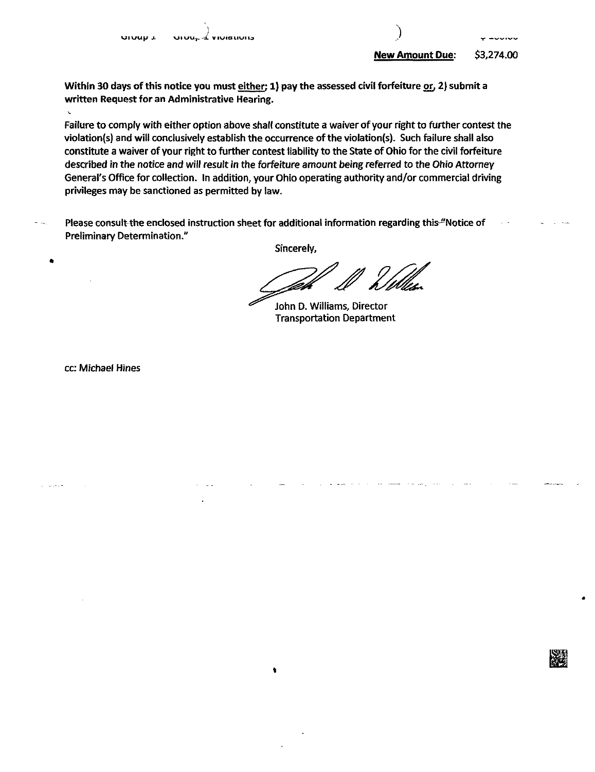Group 1 Group 1 Violations

**New Amount Due:** $3,274.00

**Within 30 days of this notice you must either; 1) pay the assessed civil forfeiture or, 2) submit a written Request for an Administrative Hearing.**

Failure to comply with either option above shall constitute a waiver of your right to further contest the violation(s) and will conclusively establish the occurrence of the violation(s). Such failure shall also constitute a waiver of your right to further contest liability to the State of Ohio for the civil forfeiture described in the notice and will result in the forfeiture amount being referred to the Ohio Attorney General's Office for collection. In addition, your Ohio operating authority and/or commercial driving privileges may be sanctioned as permitted by law.

Please consult the enclosed instruction sheet for additional information regarding this "Notice of Preliminary Determination."

Sincerely,

John D. Williams, Director
Transportation Department

cc: Michael Hines